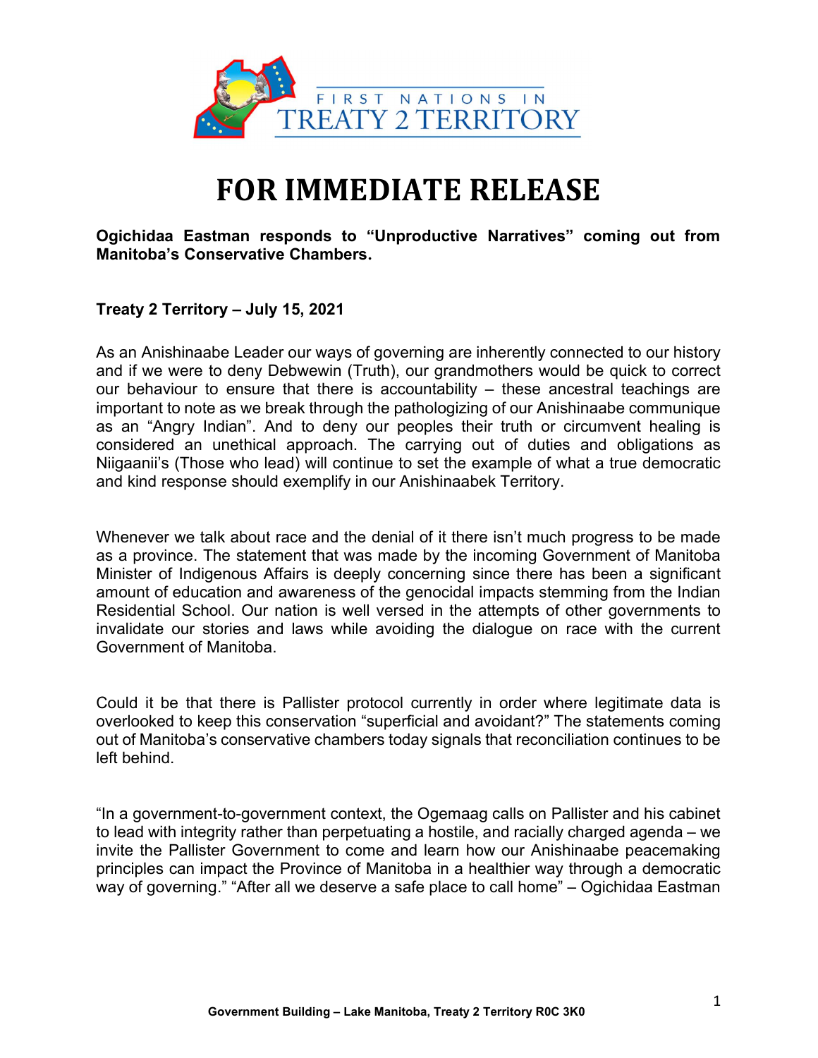FIRST NATIONS IN
TREATY 2 TERRITORY

# FOR IMMEDIATE RELEASE

**Ogichidaa Eastman responds to "Unproductive Narratives" coming out from Manitoba's Conservative Chambers.**

**Treaty 2 Territory – July 15, 2021**

As an Anishinaabe Leader our ways of governing are inherently connected to our history and if we were to deny Debwewin (Truth), our grandmothers would be quick to correct our behaviour to ensure that there is accountability – these ancestral teachings are important to note as we break through the pathologizing of our Anishinaabe communique as an "Angry Indian". And to deny our peoples their truth or circumvent healing is considered an unethical approach. The carrying out of duties and obligations as Niigaanii's (Those who lead) will continue to set the example of what a true democratic and kind response should exemplify in our Anishinaabek Territory.

Whenever we talk about race and the denial of it there isn't much progress to be made as a province. The statement that was made by the incoming Government of Manitoba Minister of Indigenous Affairs is deeply concerning since there has been a significant amount of education and awareness of the genocidal impacts stemming from the Indian Residential School. Our nation is well versed in the attempts of other governments to invalidate our stories and laws while avoiding the dialogue on race with the current Government of Manitoba.

Could it be that there is Pallister protocol currently in order where legitimate data is overlooked to keep this conservation "superficial and avoidant?" The statements coming out of Manitoba's conservative chambers today signals that reconciliation continues to be left behind.

"In a government-to-government context, the Ogemaag calls on Pallister and his cabinet to lead with integrity rather than perpetuating a hostile, and racially charged agenda – we invite the Pallister Government to come and learn how our Anishinaabe peacemaking principles can impact the Province of Manitoba in a healthier way through a democratic way of governing." "After all we deserve a safe place to call home" – Ogichidaa Eastman

**Government Building – Lake Manitoba, Treaty 2 Territory R0C 3K0**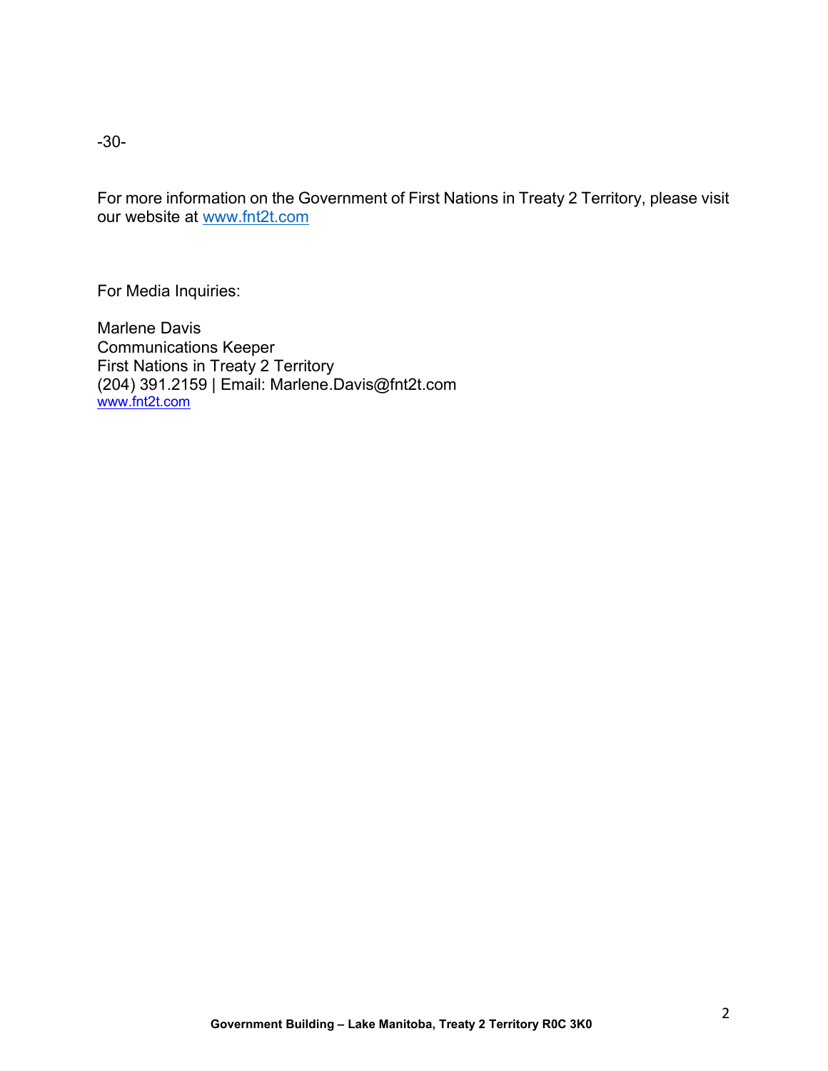-30-

For more information on the Government of First Nations in Treaty 2 Territory, please visit our website at [www.fnt2t.com](http://www.fnt2t.com)

For Media Inquiries:

Marlene Davis
Communications Keeper
First Nations in Treaty 2 Territory
(204) 391.2159 | Email: Marlene.Davis@fnt2t.com
[www.fnt2t.com](http://www.fnt2t.com)

**Government Building – Lake Manitoba, Treaty 2 Territory R0C 3K0**